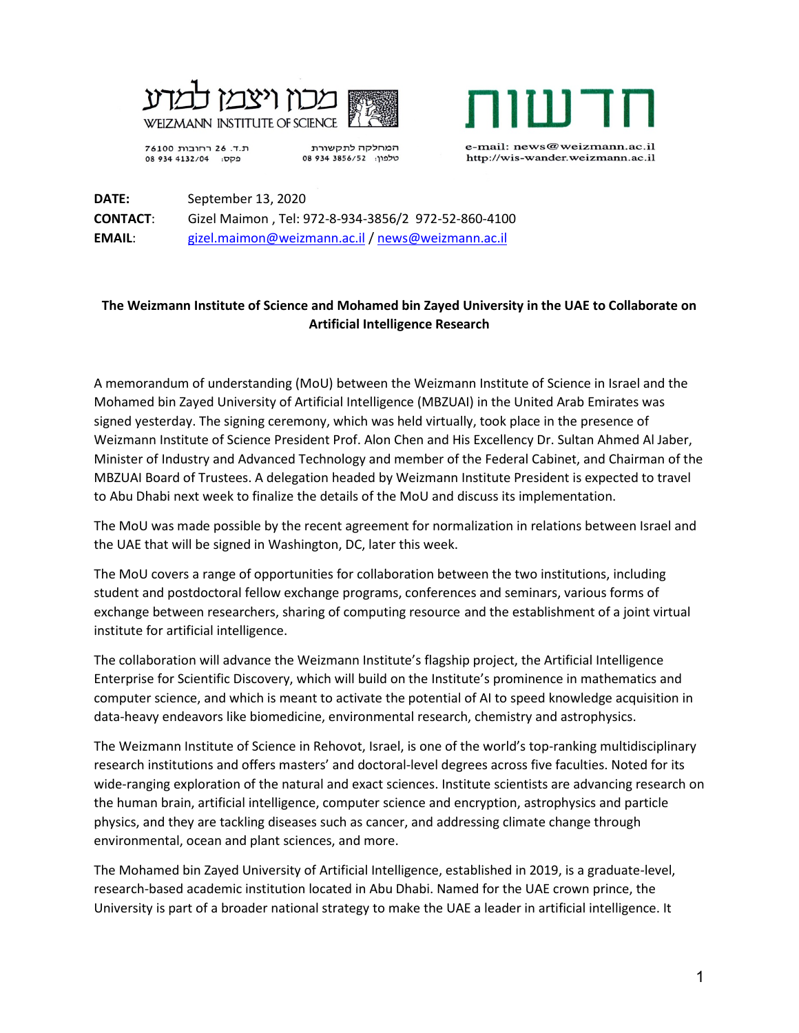מכון ויצמן למדע
WEIZMANN INSTITUTE OF SCIENCE

ת.ד. 26 רחובות 76100
פקס: 08 934 4132/04

המחלקה לתקשורת
טלפון: 08 934 3856/52

חדשות

e-mail: news@weizmann.ac.il
http://wis-wander.weizmann.ac.il

**DATE:** September 13, 2020
**CONTACT:** Gizel Maimon , Tel: 972-8-934-3856/2 972-52-860-4100
**EMAIL:** gizel.maimon@weizmann.ac.il / news@weizmann.ac.il

**The Weizmann Institute of Science and Mohamed bin Zayed University in the UAE to Collaborate on Artificial Intelligence Research**

A memorandum of understanding (MoU) between the Weizmann Institute of Science in Israel and the Mohamed bin Zayed University of Artificial Intelligence (MBZUAI) in the United Arab Emirates was signed yesterday. The signing ceremony, which was held virtually, took place in the presence of Weizmann Institute of Science President Prof. Alon Chen and His Excellency Dr. Sultan Ahmed Al Jaber, Minister of Industry and Advanced Technology and member of the Federal Cabinet, and Chairman of the MBZUAI Board of Trustees. A delegation headed by Weizmann Institute President is expected to travel to Abu Dhabi next week to finalize the details of the MoU and discuss its implementation.

The MoU was made possible by the recent agreement for normalization in relations between Israel and the UAE that will be signed in Washington, DC, later this week.

The MoU covers a range of opportunities for collaboration between the two institutions, including student and postdoctoral fellow exchange programs, conferences and seminars, various forms of exchange between researchers, sharing of computing resource and the establishment of a joint virtual institute for artificial intelligence.

The collaboration will advance the Weizmann Institute's flagship project, the Artificial Intelligence Enterprise for Scientific Discovery, which will build on the Institute's prominence in mathematics and computer science, and which is meant to activate the potential of AI to speed knowledge acquisition in data-heavy endeavors like biomedicine, environmental research, chemistry and astrophysics.

The Weizmann Institute of Science in Rehovot, Israel, is one of the world's top-ranking multidisciplinary research institutions and offers masters' and doctoral-level degrees across five faculties. Noted for its wide-ranging exploration of the natural and exact sciences. Institute scientists are advancing research on the human brain, artificial intelligence, computer science and encryption, astrophysics and particle physics, and they are tackling diseases such as cancer, and addressing climate change through environmental, ocean and plant sciences, and more.

The Mohamed bin Zayed University of Artificial Intelligence, established in 2019, is a graduate-level, research-based academic institution located in Abu Dhabi. Named for the UAE crown prince, the University is part of a broader national strategy to make the UAE a leader in artificial intelligence. It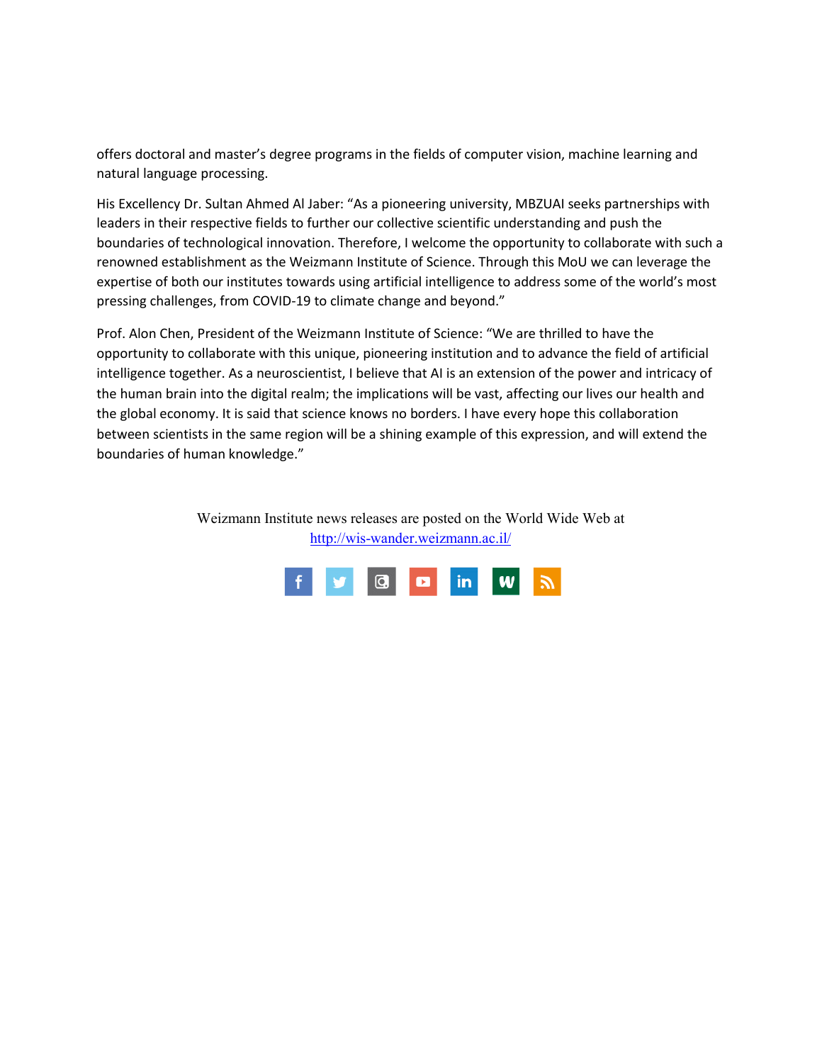offers doctoral and master's degree programs in the fields of computer vision, machine learning and natural language processing.

His Excellency Dr. Sultan Ahmed Al Jaber: "As a pioneering university, MBZUAI seeks partnerships with leaders in their respective fields to further our collective scientific understanding and push the boundaries of technological innovation. Therefore, I welcome the opportunity to collaborate with such a renowned establishment as the Weizmann Institute of Science. Through this MoU we can leverage the expertise of both our institutes towards using artificial intelligence to address some of the world's most pressing challenges, from COVID-19 to climate change and beyond."

Prof. Alon Chen, President of the Weizmann Institute of Science: "We are thrilled to have the opportunity to collaborate with this unique, pioneering institution and to advance the field of artificial intelligence together. As a neuroscientist, I believe that AI is an extension of the power and intricacy of the human brain into the digital realm; the implications will be vast, affecting our lives our health and the global economy. It is said that science knows no borders. I have every hope this collaboration between scientists in the same region will be a shining example of this expression, and will extend the boundaries of human knowledge."

Weizmann Institute news releases are posted on the World Wide Web at
http://wis-wander.weizmann.ac.il/